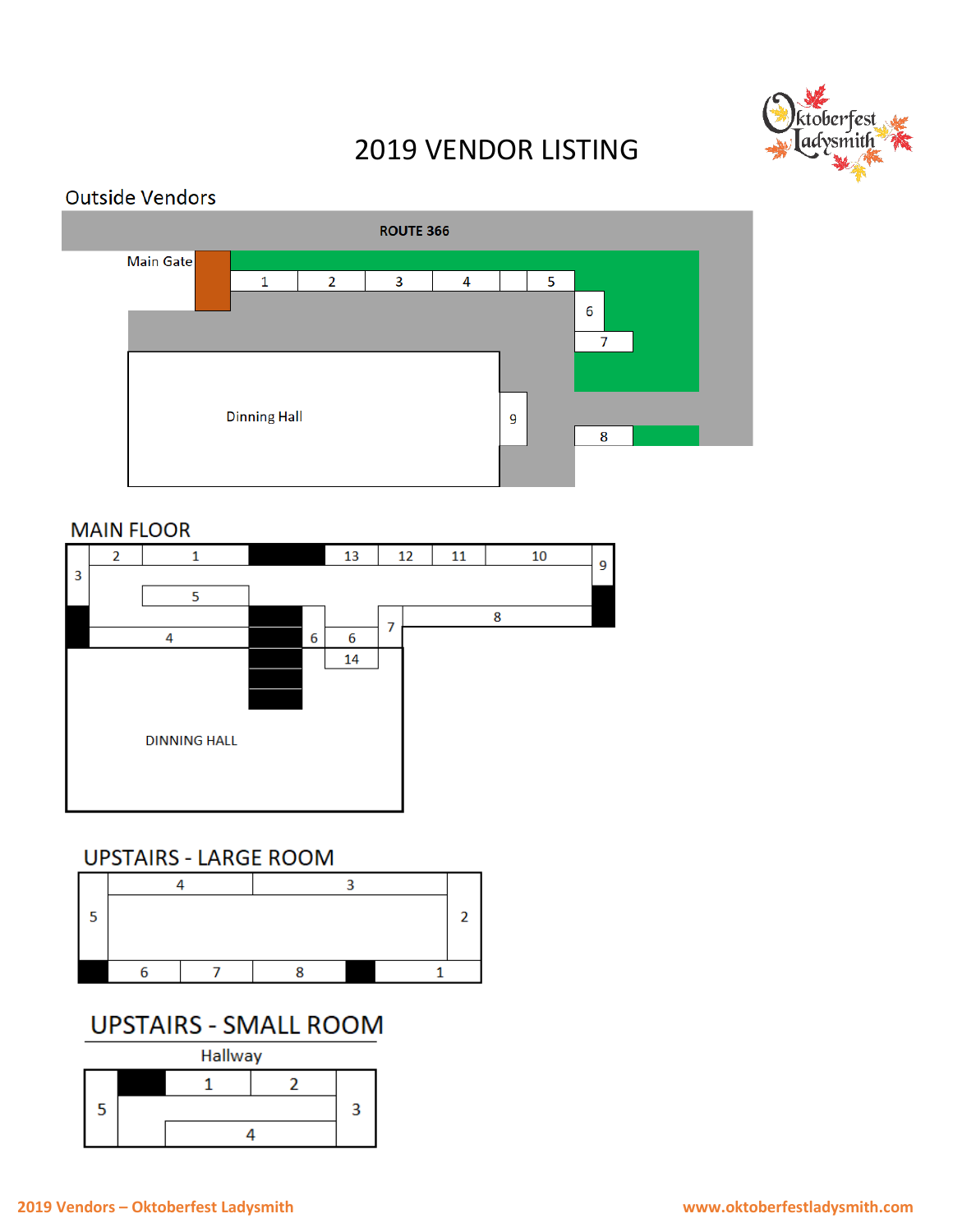# 2019 VENDOR LISTING

Oktoberfest Ladysmith

## Outside Vendors

ROUTE 366

Main Gate

1 2 3 4 5

6

7

Dinning Hall

9

8

## MAIN FLOOR

2 1 13 12 11 10

3

9

5

8

7

4 6 6

14

DINNING HALL

## UPSTAIRS - LARGE ROOM

4 3

5

2

6 7 8 1

## UPSTAIRS - SMALL ROOM

Hallway

1 2

5

3

4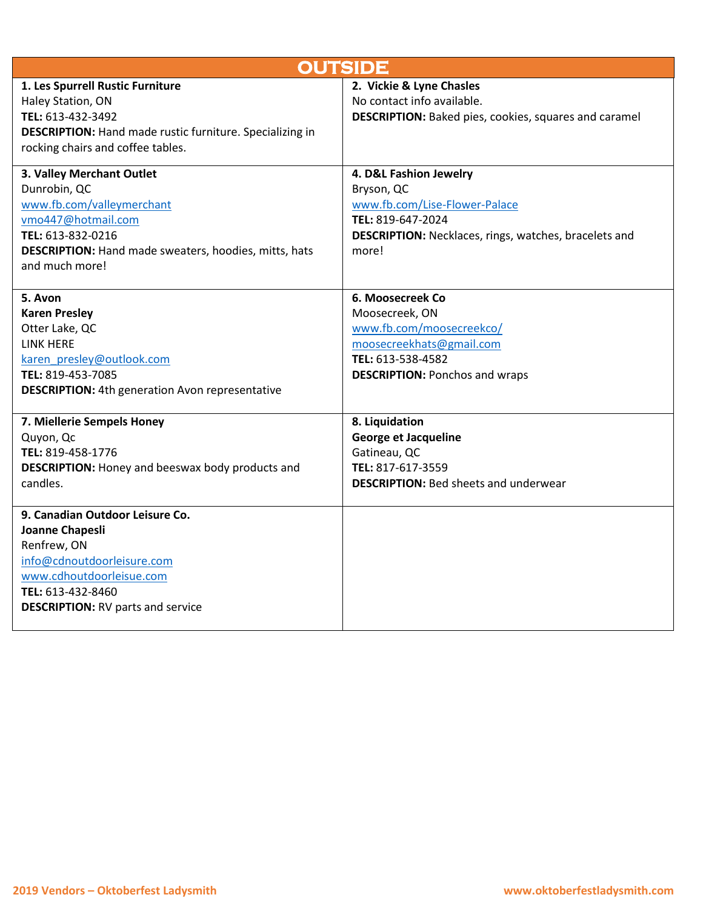## OUTSIDE

| | |
|---|---|
| **1. Les Spurrell Rustic Furniture**<br>Haley Station, ON<br>**TEL:** 613-432-3492<br>**DESCRIPTION:** Hand made rustic furniture. Specializing in rocking chairs and coffee tables. | **2. Vickie & Lyne Chasles**<br>No contact info available.<br>**DESCRIPTION:** Baked pies, cookies, squares and caramel |
| **3. Valley Merchant Outlet**<br>Dunrobin, QC<br>www.fb.com/valleymerchant<br>vmo447@hotmail.com<br>**TEL:** 613-832-0216<br>**DESCRIPTION:** Hand made sweaters, hoodies, mitts, hats and much more! | **4. D&L Fashion Jewelry**<br>Bryson, QC<br>www.fb.com/Lise-Flower-Palace<br>**TEL:** 819-647-2024<br>**DESCRIPTION:** Necklaces, rings, watches, bracelets and more! |
| **5. Avon**<br>**Karen Presley**<br>Otter Lake, QC<br>LINK HERE<br>karen_presley@outlook.com<br>**TEL:** 819-453-7085<br>**DESCRIPTION:** 4th generation Avon representative | **6. Moosecreek Co**<br>Moosecreek, ON<br>www.fb.com/moosecreekco/<br>moosecreekhats@gmail.com<br>**TEL:** 613-538-4582<br>**DESCRIPTION:** Ponchos and wraps |
| **7. Miellerie Sempels Honey**<br>Quyon, Qc<br>**TEL:** 819-458-1776<br>**DESCRIPTION:** Honey and beeswax body products and candles. | **8. Liquidation**<br>**George et Jacqueline**<br>Gatineau, QC<br>**TEL:** 817-617-3559<br>**DESCRIPTION:** Bed sheets and underwear |
| **9. Canadian Outdoor Leisure Co.**<br>**Joanne Chapesli**<br>Renfrew, ON<br>info@cdnoutdoorleisure.com<br>www.cdhoutdoorleisue.com<br>**TEL:** 613-432-8460<br>**DESCRIPTION:** RV parts and service | |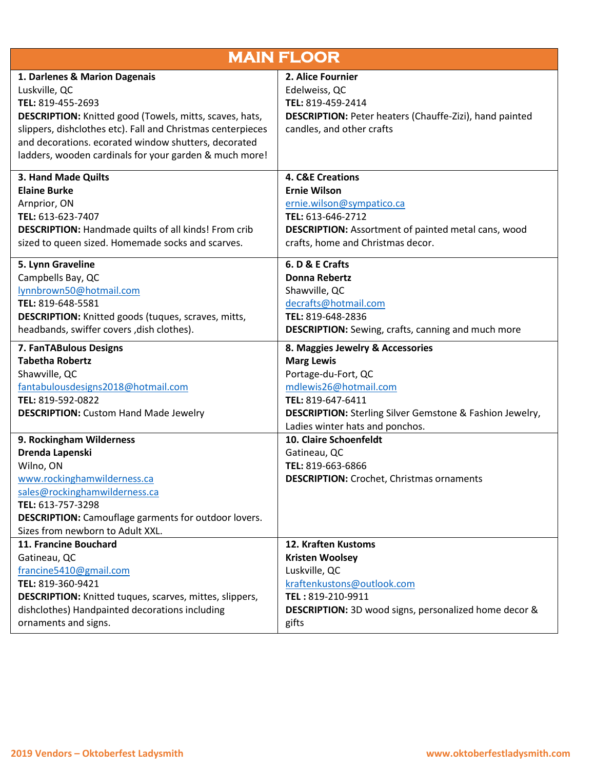| MAIN FLOOR | |
|---|---|
| **1. Darlenes & Marion Dagenais**<br>Luskville, QC<br>**TEL:** 819-455-2693<br>**DESCRIPTION:** Knitted good (Towels, mitts, scaves, hats, slippers, dishclothes etc). Fall and Christmas centerpieces and decorations. ecorated window shutters, decorated ladders, wooden cardinals for your garden & much more! | **2. Alice Fournier**<br>Edelweiss, QC<br>**TEL:** 819-459-2414<br>**DESCRIPTION:** Peter heaters (Chauffe-Zizi), hand painted candles, and other crafts |
| **3. Hand Made Quilts**<br>**Elaine Burke**<br>Arnprior, ON<br>**TEL:** 613-623-7407<br>**DESCRIPTION:** Handmade quilts of all kinds! From crib sized to queen sized. Homemade socks and scarves. | **4. C&E Creations**<br>**Ernie Wilson**<br>ernie.wilson@sympatico.ca<br>**TEL:** 613-646-2712<br>**DESCRIPTION:** Assortment of painted metal cans, wood crafts, home and Christmas decor. |
| **5. Lynn Graveline**<br>Campbells Bay, QC<br>lynnbrown50@hotmail.com<br>**TEL:** 819-648-5581<br>**DESCRIPTION:** Knitted goods (tuques, scraves, mitts, headbands, swiffer covers ,dish clothes). | **6. D & E Crafts**<br>**Donna Rebertz**<br>Shawville, QC<br>decrafts@hotmail.com<br>**TEL:** 819-648-2836<br>**DESCRIPTION:** Sewing, crafts, canning and much more |
| **7. FanTABulous Designs**<br>**Tabetha Robertz**<br>Shawville, QC<br>fantabulousdesigns2018@hotmail.com<br>**TEL:** 819-592-0822<br>**DESCRIPTION:** Custom Hand Made Jewelry | **8. Maggies Jewelry & Accessories**<br>**Marg Lewis**<br>Portage-du-Fort, QC<br>mdlewis26@hotmail.com<br>**TEL:** 819-647-6411<br>**DESCRIPTION:** Sterling Silver Gemstone & Fashion Jewelry, Ladies winter hats and ponchos. |
| **9. Rockingham Wilderness**<br>**Drenda Lapenski**<br>Wilno, ON<br>www.rockinghamwilderness.ca<br>sales@rockinghamwilderness.ca<br>**TEL:** 613-757-3298<br>**DESCRIPTION:** Camouflage garments for outdoor lovers. Sizes from newborn to Adult XXL. | **10. Claire Schoenfeldt**<br>Gatineau, QC<br>**TEL:** 819-663-6866<br>**DESCRIPTION:** Crochet, Christmas ornaments |
| **11. Francine Bouchard**<br>Gatineau, QC<br>francine5410@gmail.com<br>**TEL:** 819-360-9421<br>**DESCRIPTION:** Knitted tuques, scarves, mittes, slippers, dishclothes) Handpainted decorations including ornaments and signs. | **12. Kraften Kustoms**<br>**Kristen Woolsey**<br>Luskville, QC<br>kraftenkustons@outlook.com<br>**TEL :** 819-210-9911<br>**DESCRIPTION:** 3D wood signs, personalized home decor & gifts |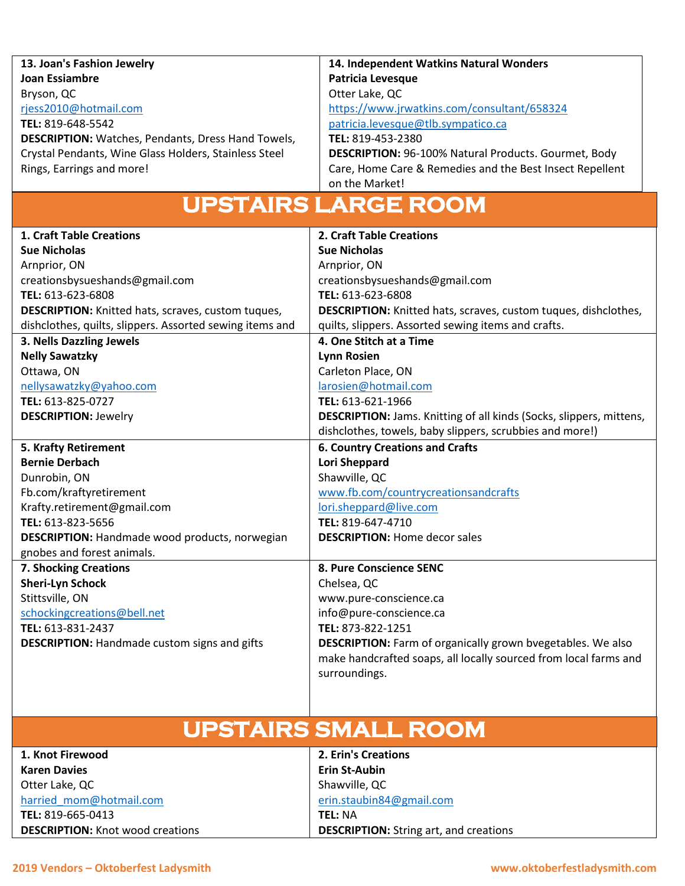| 13. Joan's Fashion Jewelry | 14. Independent Watkins Natural Wonders |
|---|---|
| **Joan Essiambre**<br>Bryson, QC<br>rjess2010@hotmail.com<br>**TEL:** 819-648-5542<br>**DESCRIPTION:** Watches, Pendants, Dress Hand Towels, Crystal Pendants, Wine Glass Holders, Stainless Steel Rings, Earrings and more! | **Patricia Levesque**<br>Otter Lake, QC<br>https://www.jrwatkins.com/consultant/658324<br>patricia.levesque@tlb.sympatico.ca<br>**TEL:** 819-453-2380<br>**DESCRIPTION:** 96-100% Natural Products. Gourmet, Body Care, Home Care & Remedies and the Best Insect Repellent on the Market! |

# UPSTAIRS LARGE ROOM

| 1. Craft Table Creations | 2. Craft Table Creations |
|---|---|
| **Sue Nicholas**<br>Arnprior, ON<br>creationsbysueshands@gmail.com<br>**TEL:** 613-623-6808<br>**DESCRIPTION:** Knitted hats, scraves, custom tuques, dishclothes, quilts, slippers. Assorted sewing items and | **Sue Nicholas**<br>Arnprior, ON<br>creationsbysueshands@gmail.com<br>**TEL:** 613-623-6808<br>**DESCRIPTION:** Knitted hats, scraves, custom tuques, dishclothes, quilts, slippers. Assorted sewing items and crafts. |
| **3. Nells Dazzling Jewels**<br>**Nelly Sawatzky**<br>Ottawa, ON<br>nellysawatzky@yahoo.com<br>**TEL:** 613-825-0727<br>**DESCRIPTION:** Jewelry | **4. One Stitch at a Time**<br>**Lynn Rosien**<br>Carleton Place, ON<br>larosien@hotmail.com<br>**TEL:** 613-621-1966<br>**DESCRIPTION:** Jams. Knitting of all kinds (Socks, slippers, mittens, dishclothes, towels, baby slippers, scrubbies and more!) |
| **5. Krafty Retirement**<br>**Bernie Derbach**<br>Dunrobin, ON<br>Fb.com/kraftyretirement<br>Krafty.retirement@gmail.com<br>**TEL:** 613-823-5656<br>**DESCRIPTION:** Handmade wood products, norwegian gnobes and forest animals. | **6. Country Creations and Crafts**<br>**Lori Sheppard**<br>Shawville, QC<br>www.fb.com/countrycreationsandcrafts<br>lori.sheppard@live.com<br>**TEL:** 819-647-4710<br>**DESCRIPTION:** Home decor sales |
| **7. Shocking Creations**<br>**Sheri-Lyn Schock**<br>Stittsville, ON<br>schockingcreations@bell.net<br>**TEL:** 613-831-2437<br>**DESCRIPTION:** Handmade custom signs and gifts | **8. Pure Conscience SENC**<br>Chelsea, QC<br>www.pure-conscience.ca<br>info@pure-conscience.ca<br>**TEL:** 873-822-1251<br>**DESCRIPTION:** Farm of organically grown bvegetables. We also make handcrafted soaps, all locally sourced from local farms and surroundings. |

# UPSTAIRS SMALL ROOM

| 1. Knot Firewood | 2. Erin's Creations |
|---|---|
| **Karen Davies**<br>Otter Lake, QC<br>harried_mom@hotmail.com<br>**TEL:** 819-665-0413<br>**DESCRIPTION:** Knot wood creations | **Erin St-Aubin**<br>Shawville, QC<br>erin.staubin84@gmail.com<br>**TEL:** NA<br>**DESCRIPTION:** String art, and creations |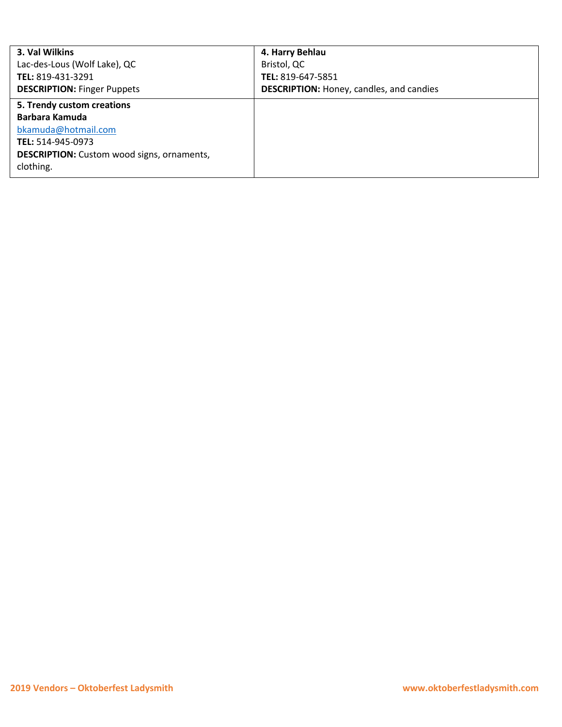| | |
|---|---|
| **3. Val Wilkins**<br>Lac-des-Lous (Wolf Lake), QC<br>**TEL:** 819-431-3291<br>**DESCRIPTION:** Finger Puppets | **4. Harry Behlau**<br>Bristol, QC<br>**TEL:** 819-647-5851<br>**DESCRIPTION:** Honey, candles, and candies |
| **5. Trendy custom creations**<br>**Barbara Kamuda**<br>bkamuda@hotmail.com<br>**TEL:** 514-945-0973<br>**DESCRIPTION:** Custom wood signs, ornaments, clothing. | |